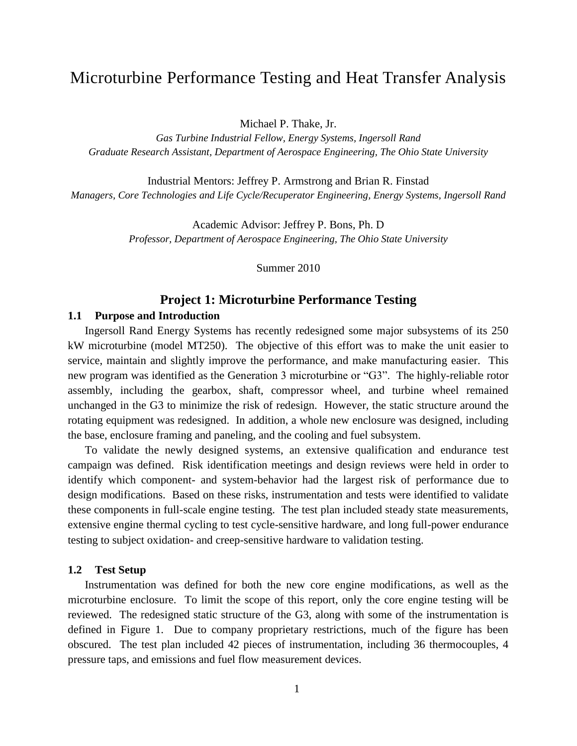# Microturbine Performance Testing and Heat Transfer Analysis

Michael P. Thake, Jr.

*Gas Turbine Industrial Fellow, Energy Systems, Ingersoll Rand*
*Graduate Research Assistant, Department of Aerospace Engineering, The Ohio State University*

Industrial Mentors: Jeffrey P. Armstrong and Brian R. Finstad

*Managers, Core Technologies and Life Cycle/Recuperator Engineering, Energy Systems, Ingersoll Rand*

Academic Advisor: Jeffrey P. Bons, Ph. D

*Professor, Department of Aerospace Engineering, The Ohio State University*

Summer 2010

## Project 1: Microturbine Performance Testing

### 1.1 Purpose and Introduction

Ingersoll Rand Energy Systems has recently redesigned some major subsystems of its 250 kW microturbine (model MT250). The objective of this effort was to make the unit easier to service, maintain and slightly improve the performance, and make manufacturing easier. This new program was identified as the Generation 3 microturbine or "G3". The highly-reliable rotor assembly, including the gearbox, shaft, compressor wheel, and turbine wheel remained unchanged in the G3 to minimize the risk of redesign. However, the static structure around the rotating equipment was redesigned. In addition, a whole new enclosure was designed, including the base, enclosure framing and paneling, and the cooling and fuel subsystem.

To validate the newly designed systems, an extensive qualification and endurance test campaign was defined. Risk identification meetings and design reviews were held in order to identify which component- and system-behavior had the largest risk of performance due to design modifications. Based on these risks, instrumentation and tests were identified to validate these components in full-scale engine testing. The test plan included steady state measurements, extensive engine thermal cycling to test cycle-sensitive hardware, and long full-power endurance testing to subject oxidation- and creep-sensitive hardware to validation testing.

### 1.2 Test Setup

Instrumentation was defined for both the new core engine modifications, as well as the microturbine enclosure. To limit the scope of this report, only the core engine testing will be reviewed. The redesigned static structure of the G3, along with some of the instrumentation is defined in Figure 1. Due to company proprietary restrictions, much of the figure has been obscured. The test plan included 42 pieces of instrumentation, including 36 thermocouples, 4 pressure taps, and emissions and fuel flow measurement devices.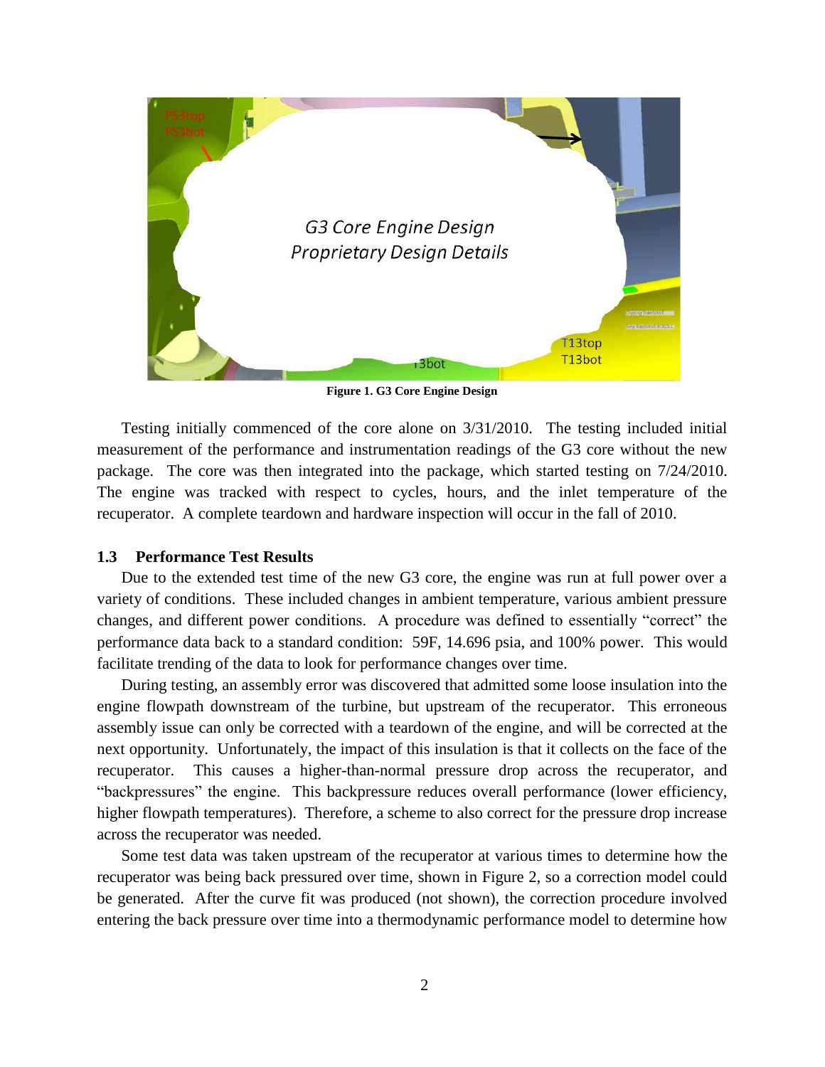**Figure 1. G3 Core Engine Design**

Testing initially commenced of the core alone on 3/31/2010. The testing included initial measurement of the performance and instrumentation readings of the G3 core without the new package. The core was then integrated into the package, which started testing on 7/24/2010. The engine was tracked with respect to cycles, hours, and the inlet temperature of the recuperator. A complete teardown and hardware inspection will occur in the fall of 2010.

### 1.3 Performance Test Results

Due to the extended test time of the new G3 core, the engine was run at full power over a variety of conditions. These included changes in ambient temperature, various ambient pressure changes, and different power conditions. A procedure was defined to essentially "correct" the performance data back to a standard condition: 59F, 14.696 psia, and 100% power. This would facilitate trending of the data to look for performance changes over time.

During testing, an assembly error was discovered that admitted some loose insulation into the engine flowpath downstream of the turbine, but upstream of the recuperator. This erroneous assembly issue can only be corrected with a teardown of the engine, and will be corrected at the next opportunity. Unfortunately, the impact of this insulation is that it collects on the face of the recuperator. This causes a higher-than-normal pressure drop across the recuperator, and "backpressures" the engine. This backpressure reduces overall performance (lower efficiency, higher flowpath temperatures). Therefore, a scheme to also correct for the pressure drop increase across the recuperator was needed.

Some test data was taken upstream of the recuperator at various times to determine how the recuperator was being back pressured over time, shown in Figure 2, so a correction model could be generated. After the curve fit was produced (not shown), the correction procedure involved entering the back pressure over time into a thermodynamic performance model to determine how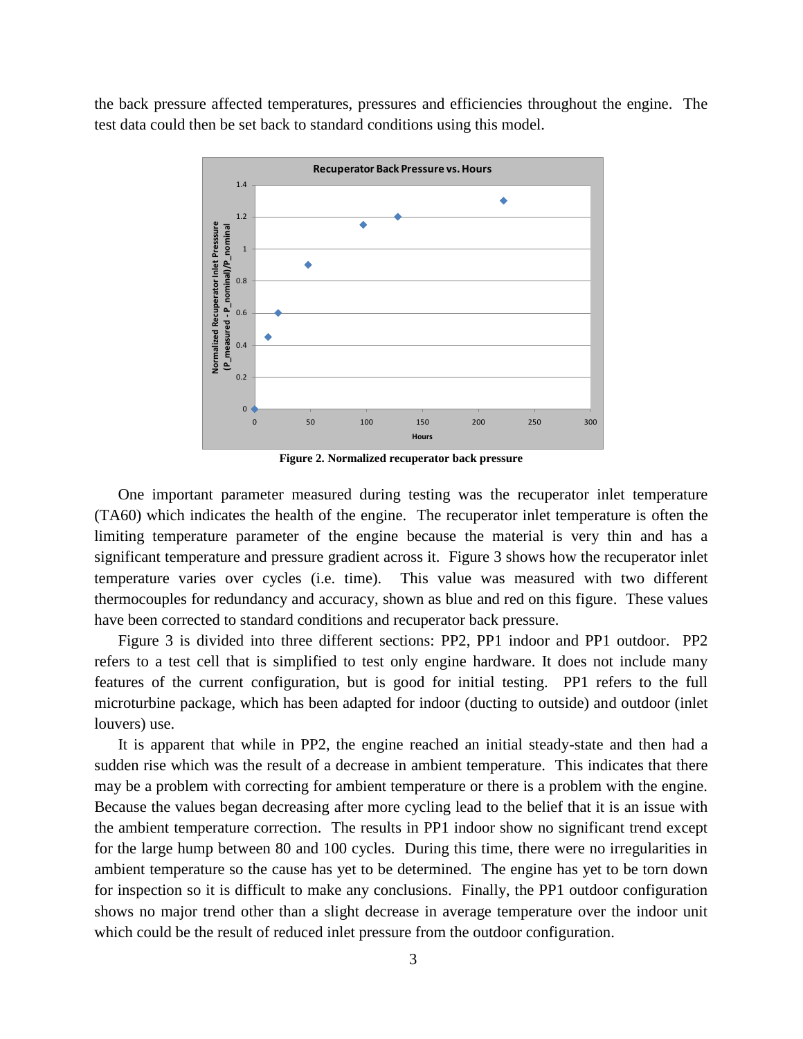the back pressure affected temperatures, pressures and efficiencies throughout the engine. The test data could then be set back to standard conditions using this model.

**Figure 2. Normalized recuperator back pressure**

One important parameter measured during testing was the recuperator inlet temperature (TA60) which indicates the health of the engine. The recuperator inlet temperature is often the limiting temperature parameter of the engine because the material is very thin and has a significant temperature and pressure gradient across it. Figure 3 shows how the recuperator inlet temperature varies over cycles (i.e. time). This value was measured with two different thermocouples for redundancy and accuracy, shown as blue and red on this figure. These values have been corrected to standard conditions and recuperator back pressure.

Figure 3 is divided into three different sections: PP2, PP1 indoor and PP1 outdoor. PP2 refers to a test cell that is simplified to test only engine hardware. It does not include many features of the current configuration, but is good for initial testing. PP1 refers to the full microturbine package, which has been adapted for indoor (ducting to outside) and outdoor (inlet louvers) use.

It is apparent that while in PP2, the engine reached an initial steady-state and then had a sudden rise which was the result of a decrease in ambient temperature. This indicates that there may be a problem with correcting for ambient temperature or there is a problem with the engine. Because the values began decreasing after more cycling lead to the belief that it is an issue with the ambient temperature correction. The results in PP1 indoor show no significant trend except for the large hump between 80 and 100 cycles. During this time, there were no irregularities in ambient temperature so the cause has yet to be determined. The engine has yet to be torn down for inspection so it is difficult to make any conclusions. Finally, the PP1 outdoor configuration shows no major trend other than a slight decrease in average temperature over the indoor unit which could be the result of reduced inlet pressure from the outdoor configuration.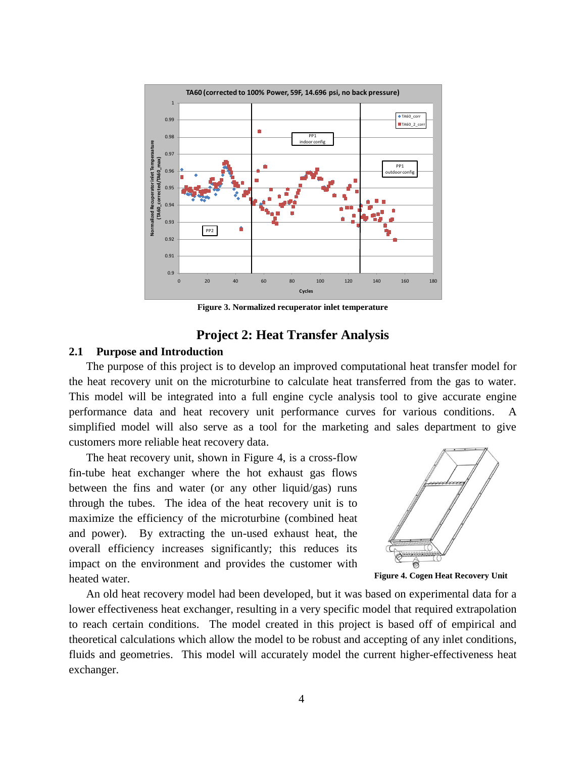Figure 3. Normalized recuperator inlet temperature

# Project 2: Heat Transfer Analysis

## 2.1 Purpose and Introduction

The purpose of this project is to develop an improved computational heat transfer model for the heat recovery unit on the microturbine to calculate heat transferred from the gas to water. This model will be integrated into a full engine cycle analysis tool to give accurate engine performance data and heat recovery unit performance curves for various conditions. A simplified model will also serve as a tool for the marketing and sales department to give customers more reliable heat recovery data.

The heat recovery unit, shown in Figure 4, is a cross-flow fin-tube heat exchanger where the hot exhaust gas flows between the fins and water (or any other liquid/gas) runs through the tubes. The idea of the heat recovery unit is to maximize the efficiency of the microturbine (combined heat and power). By extracting the un-used exhaust heat, the overall efficiency increases significantly; this reduces its impact on the environment and provides the customer with heated water.

Figure 4. Cogen Heat Recovery Unit

An old heat recovery model had been developed, but it was based on experimental data for a lower effectiveness heat exchanger, resulting in a very specific model that required extrapolation to reach certain conditions. The model created in this project is based off of empirical and theoretical calculations which allow the model to be robust and accepting of any inlet conditions, fluids and geometries. This model will accurately model the current higher-effectiveness heat exchanger.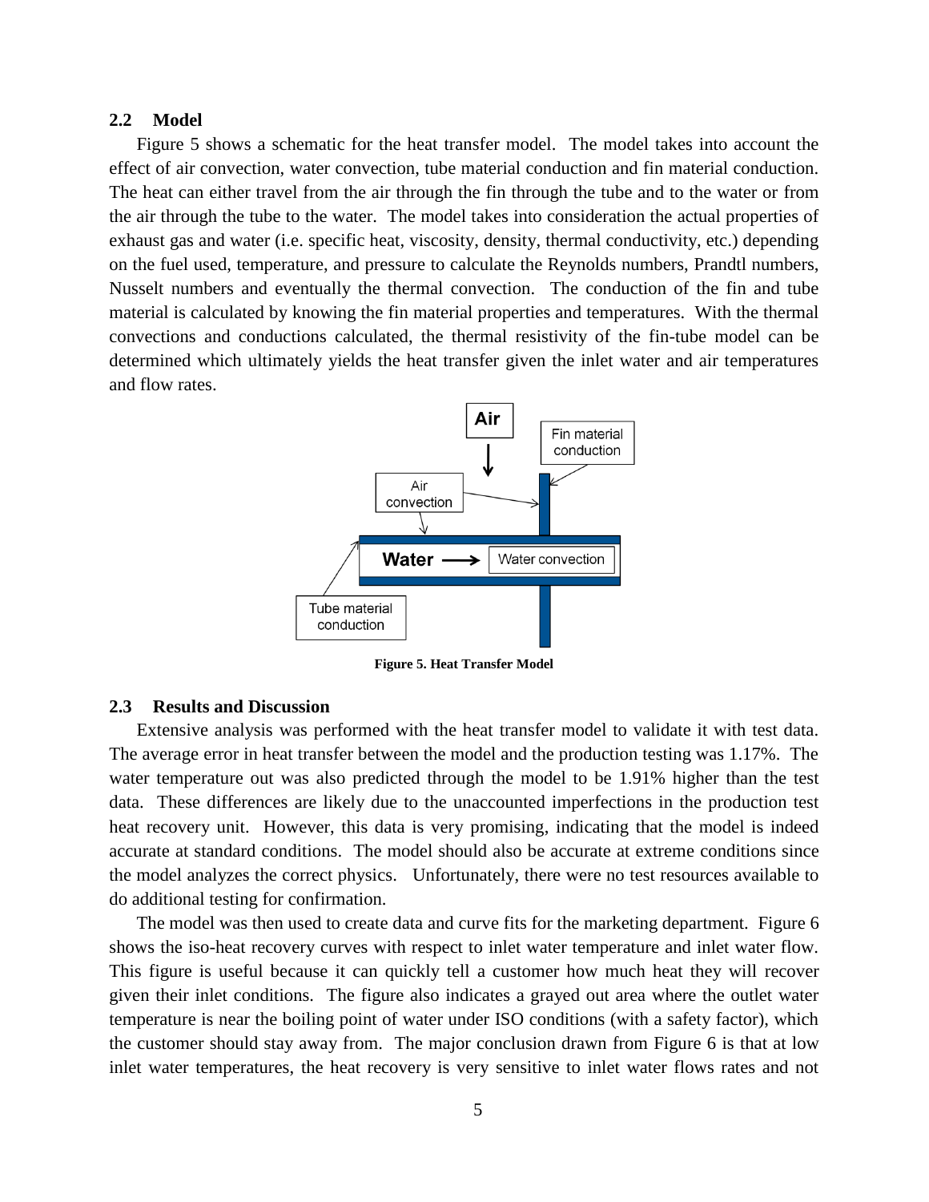### 2.2 Model

Figure 5 shows a schematic for the heat transfer model. The model takes into account the effect of air convection, water convection, tube material conduction and fin material conduction. The heat can either travel from the air through the fin through the tube and to the water or from the air through the tube to the water. The model takes into consideration the actual properties of exhaust gas and water (i.e. specific heat, viscosity, density, thermal conductivity, etc.) depending on the fuel used, temperature, and pressure to calculate the Reynolds numbers, Prandtl numbers, Nusselt numbers and eventually the thermal convection. The conduction of the fin and tube material is calculated by knowing the fin material properties and temperatures. With the thermal convections and conductions calculated, the thermal resistivity of the fin-tube model can be determined which ultimately yields the heat transfer given the inlet water and air temperatures and flow rates.

**Figure 5. Heat Transfer Model**

### 2.3 Results and Discussion

Extensive analysis was performed with the heat transfer model to validate it with test data. The average error in heat transfer between the model and the production testing was 1.17%. The water temperature out was also predicted through the model to be 1.91% higher than the test data. These differences are likely due to the unaccounted imperfections in the production test heat recovery unit. However, this data is very promising, indicating that the model is indeed accurate at standard conditions. The model should also be accurate at extreme conditions since the model analyzes the correct physics. Unfortunately, there were no test resources available to do additional testing for confirmation.

The model was then used to create data and curve fits for the marketing department. Figure 6 shows the iso-heat recovery curves with respect to inlet water temperature and inlet water flow. This figure is useful because it can quickly tell a customer how much heat they will recover given their inlet conditions. The figure also indicates a grayed out area where the outlet water temperature is near the boiling point of water under ISO conditions (with a safety factor), which the customer should stay away from. The major conclusion drawn from Figure 6 is that at low inlet water temperatures, the heat recovery is very sensitive to inlet water flows rates and not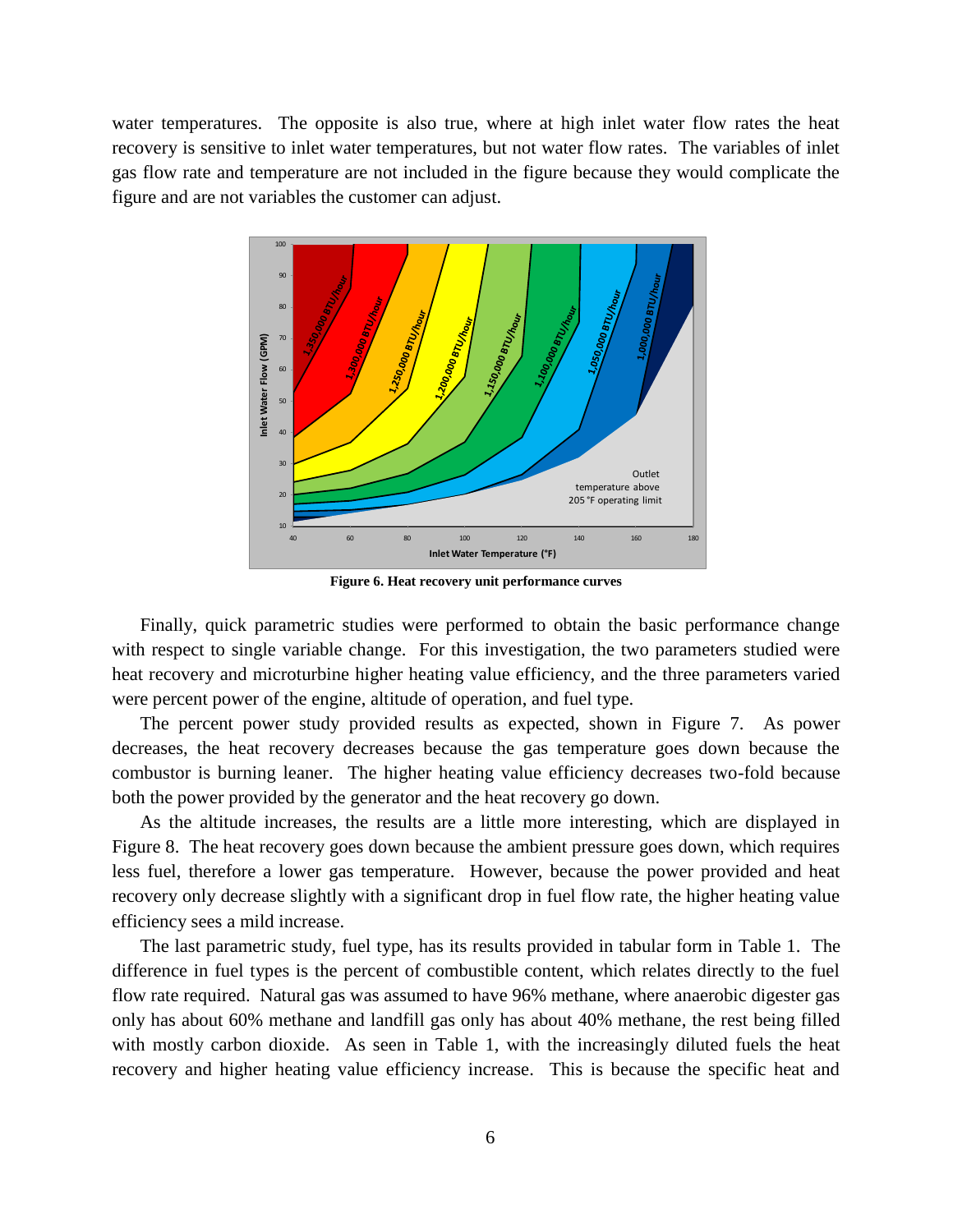water temperatures. The opposite is also true, where at high inlet water flow rates the heat recovery is sensitive to inlet water temperatures, but not water flow rates. The variables of inlet gas flow rate and temperature are not included in the figure because they would complicate the figure and are not variables the customer can adjust.

**Figure 6. Heat recovery unit performance curves**

Finally, quick parametric studies were performed to obtain the basic performance change with respect to single variable change. For this investigation, the two parameters studied were heat recovery and microturbine higher heating value efficiency, and the three parameters varied were percent power of the engine, altitude of operation, and fuel type.

The percent power study provided results as expected, shown in Figure 7. As power decreases, the heat recovery decreases because the gas temperature goes down because the combustor is burning leaner. The higher heating value efficiency decreases two-fold because both the power provided by the generator and the heat recovery go down.

As the altitude increases, the results are a little more interesting, which are displayed in Figure 8. The heat recovery goes down because the ambient pressure goes down, which requires less fuel, therefore a lower gas temperature. However, because the power provided and heat recovery only decrease slightly with a significant drop in fuel flow rate, the higher heating value efficiency sees a mild increase.

The last parametric study, fuel type, has its results provided in tabular form in Table 1. The difference in fuel types is the percent of combustible content, which relates directly to the fuel flow rate required. Natural gas was assumed to have 96% methane, where anaerobic digester gas only has about 60% methane and landfill gas only has about 40% methane, the rest being filled with mostly carbon dioxide. As seen in Table 1, with the increasingly diluted fuels the heat recovery and higher heating value efficiency increase. This is because the specific heat and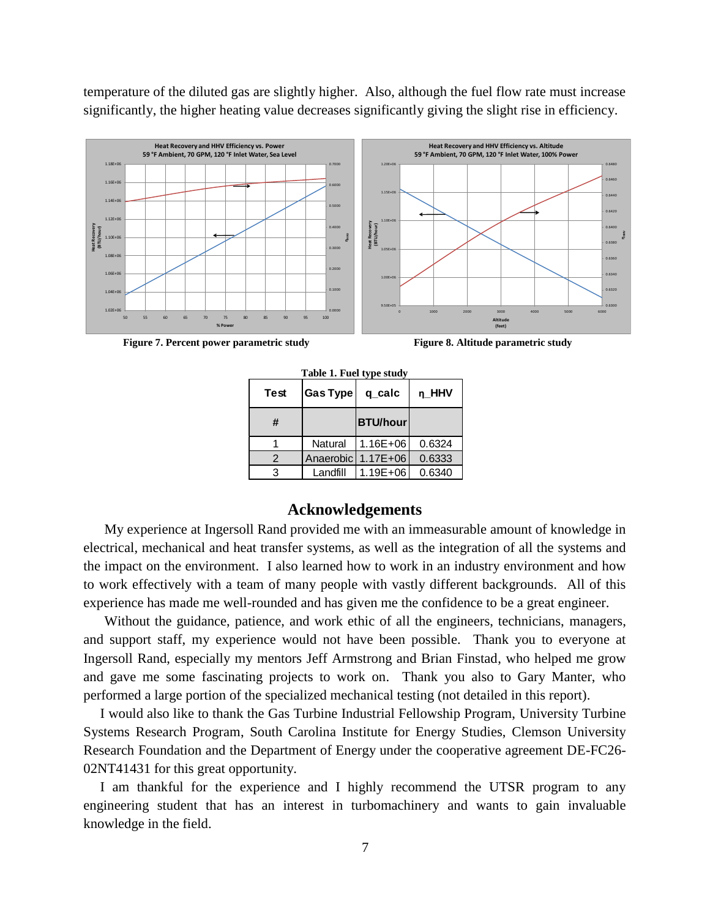temperature of the diluted gas are slightly higher. Also, although the fuel flow rate must increase significantly, the higher heating value decreases significantly giving the slight rise in efficiency.

Heat Recovery and HHV Efficiency vs. Power
59 °F Ambient, 70 GPM, 120 °F Inlet Water, Sea Level

Heat Recovery (BTU/hour)

1.18E+06
1.16E+06
1.14E+06
1.12E+06
1.10E+06
1.08E+06
1.06E+06
1.04E+06
1.02E+06

$\eta_{HHV}$

0.7000
0.6000
0.5000
0.4000
0.3000
0.2000
0.1000
0.0000

50 55 60 65 70 75 80 85 90 95 100

% Power

Figure 7. Percent power parametric study

Heat Recovery and HHV Efficiency vs. Altitude
59 °F Ambient, 70 GPM, 120 °F Inlet Water, 100% Power

Heat Recovery (BTU/hour)

1.20E+06
1.15E+06
1.10E+06
1.05E+06
1.00E+06
9.50E+05

$\eta_{HHV}$

0.6480
0.6460
0.6440
0.6420
0.6400
0.6380
0.6360
0.6340
0.6320
0.6300

0 1000 2000 3000 4000 5000 6000

Altitude (feet)

Figure 8. Altitude parametric study

**Table 1. Fuel type study**

| Test | Gas Type | q_calc | η_HHV |
|---|---|---|---|
| # | | BTU/hour | |
| 1 | Natural | 1.16E+06 | 0.6324 |
| 2 | Anaerobic | 1.17E+06 | 0.6333 |
| 3 | Landfill | 1.19E+06 | 0.6340 |

## Acknowledgements

My experience at Ingersoll Rand provided me with an immeasurable amount of knowledge in electrical, mechanical and heat transfer systems, as well as the integration of all the systems and the impact on the environment. I also learned how to work in an industry environment and how to work effectively with a team of many people with vastly different backgrounds. All of this experience has made me well-rounded and has given me the confidence to be a great engineer.

Without the guidance, patience, and work ethic of all the engineers, technicians, managers, and support staff, my experience would not have been possible. Thank you to everyone at Ingersoll Rand, especially my mentors Jeff Armstrong and Brian Finstad, who helped me grow and gave me some fascinating projects to work on. Thank you also to Gary Manter, who performed a large portion of the specialized mechanical testing (not detailed in this report).

I would also like to thank the Gas Turbine Industrial Fellowship Program, University Turbine Systems Research Program, South Carolina Institute for Energy Studies, Clemson University Research Foundation and the Department of Energy under the cooperative agreement DE-FC26-02NT41431 for this great opportunity.

I am thankful for the experience and I highly recommend the UTSR program to any engineering student that has an interest in turbomachinery and wants to gain invaluable knowledge in the field.